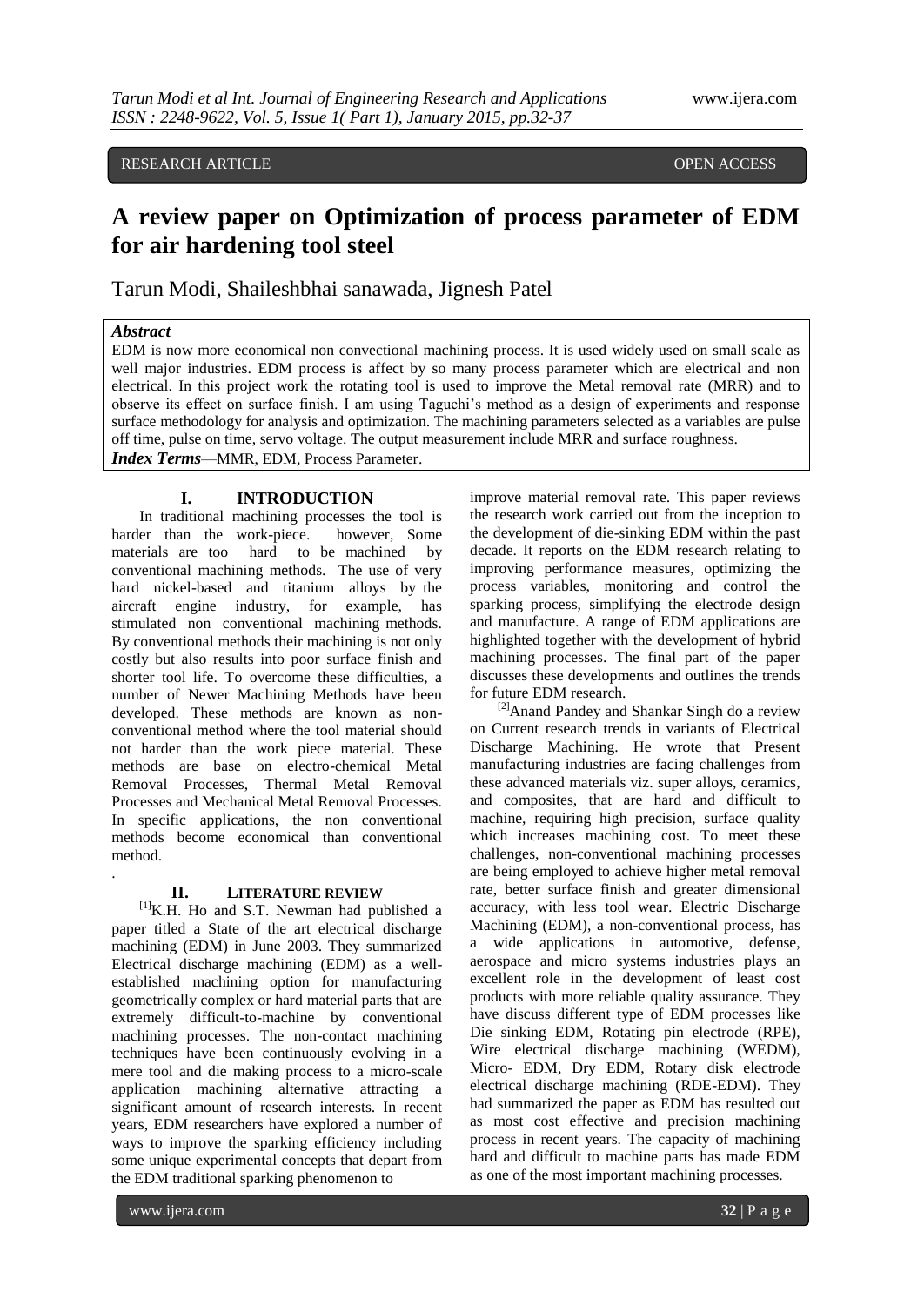RESEARCH ARTICLE OPEN ACCESS

# A review paper on Optimization of process parameter of EDM for air hardening tool steel

Tarun Modi, Shaileshbhai sanawada, Jignesh Patel

***Abstract***

EDM is now more economical non convectional machining process. It is used widely used on small scale as well major industries. EDM process is affect by so many process parameter which are electrical and non electrical. In this project work the rotating tool is used to improve the Metal removal rate (MRR) and to observe its effect on surface finish. I am using Taguchi's method as a design of experiments and response surface methodology for analysis and optimization. The machining parameters selected as a variables are pulse off time, pulse on time, servo voltage. The output measurement include MRR and surface roughness.

***Index Terms***—MMR, EDM, Process Parameter.

## I. INTRODUCTION

In traditional machining processes the tool is harder than the work-piece. however, Some materials are too hard to be machined by conventional machining methods. The use of very hard nickel-based and titanium alloys by the aircraft engine industry, for example, has stimulated non conventional machining methods. By conventional methods their machining is not only costly but also results into poor surface finish and shorter tool life. To overcome these difficulties, a number of Newer Machining Methods have been developed. These methods are known as non-conventional method where the tool material should not harder than the work piece material. These methods are base on electro-chemical Metal Removal Processes, Thermal Metal Removal Processes and Mechanical Metal Removal Processes. In specific applications, the non conventional methods become economical than conventional method.

.

## II. LITERATURE REVIEW

[1]K.H. Ho and S.T. Newman had published a paper titled a State of the art electrical discharge machining (EDM) in June 2003. They summarized Electrical discharge machining (EDM) as a well-established machining option for manufacturing geometrically complex or hard material parts that are extremely difficult-to-machine by conventional machining processes. The non-contact machining techniques have been continuously evolving in a mere tool and die making process to a micro-scale application machining alternative attracting a significant amount of research interests. In recent years, EDM researchers have explored a number of ways to improve the sparking efficiency including some unique experimental concepts that depart from the EDM traditional sparking phenomenon to improve material removal rate. This paper reviews the research work carried out from the inception to the development of die-sinking EDM within the past decade. It reports on the EDM research relating to improving performance measures, optimizing the process variables, monitoring and control the sparking process, simplifying the electrode design and manufacture. A range of EDM applications are highlighted together with the development of hybrid machining processes. The final part of the paper discusses these developments and outlines the trends for future EDM research.

[2]Anand Pandey and Shankar Singh do a review on Current research trends in variants of Electrical Discharge Machining. He wrote that Present manufacturing industries are facing challenges from these advanced materials viz. super alloys, ceramics, and composites, that are hard and difficult to machine, requiring high precision, surface quality which increases machining cost. To meet these challenges, non-conventional machining processes are being employed to achieve higher metal removal rate, better surface finish and greater dimensional accuracy, with less tool wear. Electric Discharge Machining (EDM), a non-conventional process, has a wide applications in automotive, defense, aerospace and micro systems industries plays an excellent role in the development of least cost products with more reliable quality assurance. They have discuss different type of EDM processes like Die sinking EDM, Rotating pin electrode (RPE), Wire electrical discharge machining (WEDM), Micro- EDM, Dry EDM, Rotary disk electrode electrical discharge machining (RDE-EDM). They had summarized the paper as EDM has resulted out as most cost effective and precision machining process in recent years. The capacity of machining hard and difficult to machine parts has made EDM as one of the most important machining processes.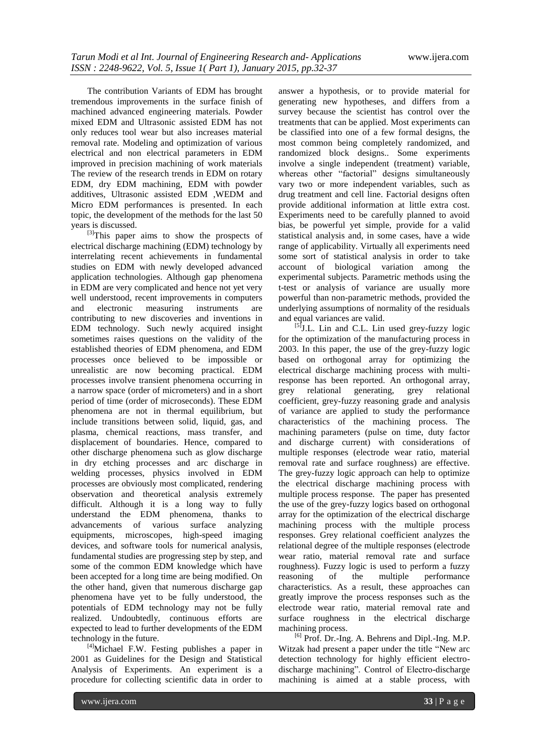The contribution Variants of EDM has brought tremendous improvements in the surface finish of machined advanced engineering materials. Powder mixed EDM and Ultrasonic assisted EDM has not only reduces tool wear but also increases material removal rate. Modeling and optimization of various electrical and non electrical parameters in EDM improved in precision machining of work materials The review of the research trends in EDM on rotary EDM, dry EDM machining, EDM with powder additives, Ultrasonic assisted EDM ,WEDM and Micro EDM performances is presented. In each topic, the development of the methods for the last 50 years is discussed.

[3]This paper aims to show the prospects of electrical discharge machining (EDM) technology by interrelating recent achievements in fundamental studies on EDM with newly developed advanced application technologies. Although gap phenomena in EDM are very complicated and hence not yet very well understood, recent improvements in computers and electronic measuring instruments are contributing to new discoveries and inventions in EDM technology. Such newly acquired insight sometimes raises questions on the validity of the established theories of EDM phenomena, and EDM processes once believed to be impossible or unrealistic are now becoming practical. EDM processes involve transient phenomena occurring in a narrow space (order of micrometers) and in a short period of time (order of microseconds). These EDM phenomena are not in thermal equilibrium, but include transitions between solid, liquid, gas, and plasma, chemical reactions, mass transfer, and displacement of boundaries. Hence, compared to other discharge phenomena such as glow discharge in dry etching processes and arc discharge in welding processes, physics involved in EDM processes are obviously most complicated, rendering observation and theoretical analysis extremely difficult. Although it is a long way to fully understand the EDM phenomena, thanks to advancements of various surface analyzing equipments, microscopes, high-speed imaging devices, and software tools for numerical analysis, fundamental studies are progressing step by step, and some of the common EDM knowledge which have been accepted for a long time are being modified. On the other hand, given that numerous discharge gap phenomena have yet to be fully understood, the potentials of EDM technology may not be fully realized. Undoubtedly, continuous efforts are expected to lead to further developments of the EDM technology in the future.

[4]Michael F.W. Festing publishes a paper in 2001 as Guidelines for the Design and Statistical Analysis of Experiments. An experiment is a procedure for collecting scientific data in order to answer a hypothesis, or to provide material for generating new hypotheses, and differs from a survey because the scientist has control over the treatments that can be applied. Most experiments can be classified into one of a few formal designs, the most common being completely randomized, and randomized block designs.. Some experiments involve a single independent (treatment) variable, whereas other "factorial" designs simultaneously vary two or more independent variables, such as drug treatment and cell line. Factorial designs often provide additional information at little extra cost. Experiments need to be carefully planned to avoid bias, be powerful yet simple, provide for a valid statistical analysis and, in some cases, have a wide range of applicability. Virtually all experiments need some sort of statistical analysis in order to take account of biological variation among the experimental subjects. Parametric methods using the t-test or analysis of variance are usually more powerful than non-parametric methods, provided the underlying assumptions of normality of the residuals and equal variances are valid.

[5]J.L. Lin and C.L. Lin used grey-fuzzy logic for the optimization of the manufacturing process in 2003. In this paper, the use of the grey-fuzzy logic based on orthogonal array for optimizing the electrical discharge machining process with multi-response has been reported. An orthogonal array, grey relational generating, grey relational coefficient, grey-fuzzy reasoning grade and analysis of variance are applied to study the performance characteristics of the machining process. The machining parameters (pulse on time, duty factor and discharge current) with considerations of multiple responses (electrode wear ratio, material removal rate and surface roughness) are effective. The grey-fuzzy logic approach can help to optimize the electrical discharge machining process with multiple process response. The paper has presented the use of the grey-fuzzy logics based on orthogonal array for the optimization of the electrical discharge machining process with the multiple process responses. Grey relational coefficient analyzes the relational degree of the multiple responses (electrode wear ratio, material removal rate and surface roughness). Fuzzy logic is used to perform a fuzzy reasoning of the multiple performance characteristics. As a result, these approaches can greatly improve the process responses such as the electrode wear ratio, material removal rate and surface roughness in the electrical discharge machining process.

[6] Prof. Dr.-Ing. A. Behrens and Dipl.-Ing. M.P. Witzak had present a paper under the title "New arc detection technology for highly efficient electro-discharge machining". Control of Electro-discharge machining is aimed at a stable process, with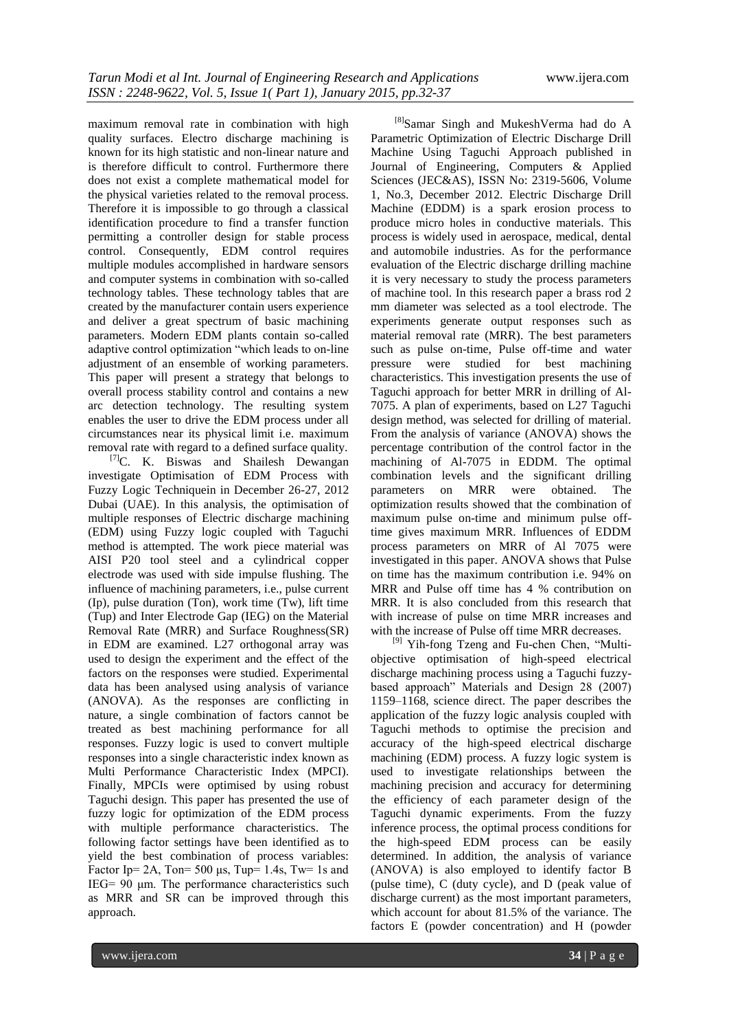maximum removal rate in combination with high quality surfaces. Electro discharge machining is known for its high statistic and non-linear nature and is therefore difficult to control. Furthermore there does not exist a complete mathematical model for the physical varieties related to the removal process. Therefore it is impossible to go through a classical identification procedure to find a transfer function permitting a controller design for stable process control. Consequently, EDM control requires multiple modules accomplished in hardware sensors and computer systems in combination with so-called technology tables. These technology tables that are created by the manufacturer contain users experience and deliver a great spectrum of basic machining parameters. Modern EDM plants contain so-called adaptive control optimization "which leads to on-line adjustment of an ensemble of working parameters. This paper will present a strategy that belongs to overall process stability control and contains a new arc detection technology. The resulting system enables the user to drive the EDM process under all circumstances near its physical limit i.e. maximum removal rate with regard to a defined surface quality.

[7]C. K. Biswas and Shailesh Dewangan investigate Optimisation of EDM Process with Fuzzy Logic Techniquein in December 26-27, 2012 Dubai (UAE). In this analysis, the optimisation of multiple responses of Electric discharge machining (EDM) using Fuzzy logic coupled with Taguchi method is attempted. The work piece material was AISI P20 tool steel and a cylindrical copper electrode was used with side impulse flushing. The influence of machining parameters, i.e., pulse current (Ip), pulse duration (Ton), work time (Tw), lift time (Tup) and Inter Electrode Gap (IEG) on the Material Removal Rate (MRR) and Surface Roughness(SR) in EDM are examined. L27 orthogonal array was used to design the experiment and the effect of the factors on the responses were studied. Experimental data has been analysed using analysis of variance (ANOVA). As the responses are conflicting in nature, a single combination of factors cannot be treated as best machining performance for all responses. Fuzzy logic is used to convert multiple responses into a single characteristic index known as Multi Performance Characteristic Index (MPCI). Finally, MPCIs were optimised by using robust Taguchi design. This paper has presented the use of fuzzy logic for optimization of the EDM process with multiple performance characteristics. The following factor settings have been identified as to yield the best combination of process variables: Factor Ip= 2A, Ton= 500 μs, Tup= 1.4s, Tw= 1s and IEG= 90 μm. The performance characteristics such as MRR and SR can be improved through this approach.

[8]Samar Singh and MukeshVerma had do A Parametric Optimization of Electric Discharge Drill Machine Using Taguchi Approach published in Journal of Engineering, Computers & Applied Sciences (JEC&AS), ISSN No: 2319-5606, Volume 1, No.3, December 2012. Electric Discharge Drill Machine (EDDM) is a spark erosion process to produce micro holes in conductive materials. This process is widely used in aerospace, medical, dental and automobile industries. As for the performance evaluation of the Electric discharge drilling machine it is very necessary to study the process parameters of machine tool. In this research paper a brass rod 2 mm diameter was selected as a tool electrode. The experiments generate output responses such as material removal rate (MRR). The best parameters such as pulse on-time, Pulse off-time and water pressure were studied for best machining characteristics. This investigation presents the use of Taguchi approach for better MRR in drilling of Al-7075. A plan of experiments, based on L27 Taguchi design method, was selected for drilling of material. From the analysis of variance (ANOVA) shows the percentage contribution of the control factor in the machining of Al-7075 in EDDM. The optimal combination levels and the significant drilling parameters on MRR were obtained. The optimization results showed that the combination of maximum pulse on-time and minimum pulse off-time gives maximum MRR. Influences of EDDM process parameters on MRR of Al 7075 were investigated in this paper. ANOVA shows that Pulse on time has the maximum contribution i.e. 94% on MRR and Pulse off time has 4 % contribution on MRR. It is also concluded from this research that with increase of pulse on time MRR increases and with the increase of Pulse off time MRR decreases.

[9] Yih-fong Tzeng and Fu-chen Chen, "Multi-objective optimisation of high-speed electrical discharge machining process using a Taguchi fuzzy-based approach" Materials and Design 28 (2007) 1159–1168, science direct. The paper describes the application of the fuzzy logic analysis coupled with Taguchi methods to optimise the precision and accuracy of the high-speed electrical discharge machining (EDM) process. A fuzzy logic system is used to investigate relationships between the machining precision and accuracy for determining the efficiency of each parameter design of the Taguchi dynamic experiments. From the fuzzy inference process, the optimal process conditions for the high-speed EDM process can be easily determined. In addition, the analysis of variance (ANOVA) is also employed to identify factor B (pulse time), C (duty cycle), and D (peak value of discharge current) as the most important parameters, which account for about 81.5% of the variance. The factors E (powder concentration) and H (powder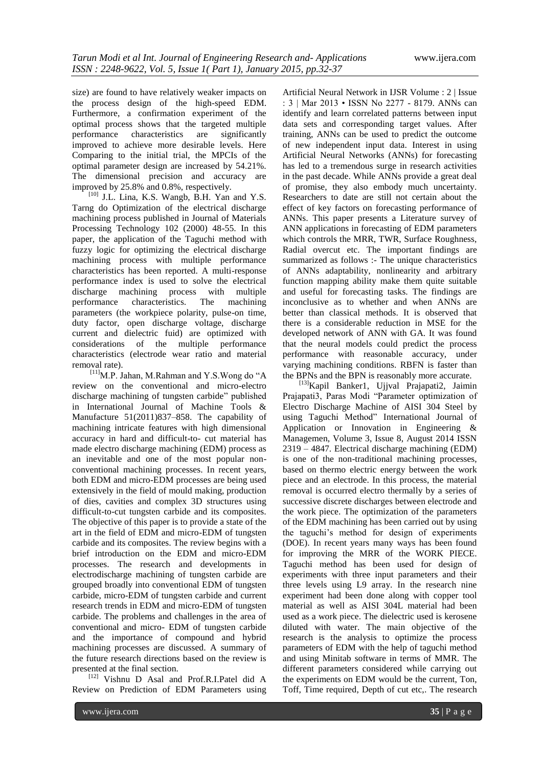size) are found to have relatively weaker impacts on the process design of the high-speed EDM. Furthermore, a confirmation experiment of the optimal process shows that the targeted multiple performance characteristics are significantly improved to achieve more desirable levels. Here Comparing to the initial trial, the MPCIs of the optimal parameter design are increased by 54.21%. The dimensional precision and accuracy are improved by 25.8% and 0.8%, respectively.

[10] J.L. Lina, K.S. Wangb, B.H. Yan and Y.S. Tarng do Optimization of the electrical discharge machining process published in Journal of Materials Processing Technology 102 (2000) 48-55. In this paper, the application of the Taguchi method with fuzzy logic for optimizing the electrical discharge machining process with multiple performance characteristics has been reported. A multi-response performance index is used to solve the electrical discharge machining process with multiple performance characteristics. The machining parameters (the workpiece polarity, pulse-on time, duty factor, open discharge voltage, discharge current and dielectric fuid) are optimized with considerations of the multiple performance characteristics (electrode wear ratio and material removal rate).

[11]M.P. Jahan, M.Rahman and Y.S.Wong do "A review on the conventional and micro-electro discharge machining of tungsten carbide" published in International Journal of Machine Tools & Manufacture 51(2011)837–858. The capability of machining intricate features with high dimensional accuracy in hard and difficult-to- cut material has made electro discharge machining (EDM) process as an inevitable and one of the most popular non-conventional machining processes. In recent years, both EDM and micro-EDM processes are being used extensively in the field of mould making, production of dies, cavities and complex 3D structures using difficult-to-cut tungsten carbide and its composites. The objective of this paper is to provide a state of the art in the field of EDM and micro-EDM of tungsten carbide and its composites. The review begins with a brief introduction on the EDM and micro-EDM processes. The research and developments in electrodischarge machining of tungsten carbide are grouped broadly into conventional EDM of tungsten carbide, micro-EDM of tungsten carbide and current research trends in EDM and micro-EDM of tungsten carbide. The problems and challenges in the area of conventional and micro- EDM of tungsten carbide and the importance of compound and hybrid machining processes are discussed. A summary of the future research directions based on the review is presented at the final section.

[12] Vishnu D Asal and Prof.R.I.Patel did A Review on Prediction of EDM Parameters using Artificial Neural Network in IJSR Volume : 2 | Issue : 3 | Mar 2013 • ISSN No 2277 - 8179. ANNs can identify and learn correlated patterns between input data sets and corresponding target values. After training, ANNs can be used to predict the outcome of new independent input data. Interest in using Artificial Neural Networks (ANNs) for forecasting has led to a tremendous surge in research activities in the past decade. While ANNs provide a great deal of promise, they also embody much uncertainty. Researchers to date are still not certain about the effect of key factors on forecasting performance of ANNs. This paper presents a Literature survey of ANN applications in forecasting of EDM parameters which controls the MRR, TWR, Surface Roughness, Radial overcut etc. The important findings are summarized as follows :- The unique characteristics of ANNs adaptability, nonlinearity and arbitrary function mapping ability make them quite suitable and useful for forecasting tasks. The findings are inconclusive as to whether and when ANNs are better than classical methods. It is observed that there is a considerable reduction in MSE for the developed network of ANN with GA. It was found that the neural models could predict the process performance with reasonable accuracy, under varying machining conditions. RBFN is faster than the BPNs and the BPN is reasonably more accurate.

[13]Kapil Banker1, Ujjval Prajapati2, Jaimin Prajapati3, Paras Modi "Parameter optimization of Electro Discharge Machine of AISI 304 Steel by using Taguchi Method" International Journal of Application or Innovation in Engineering & Managemen, Volume 3, Issue 8, August 2014 ISSN 2319 – 4847. Electrical discharge machining (EDM) is one of the non-traditional machining processes, based on thermo electric energy between the work piece and an electrode. In this process, the material removal is occurred electro thermally by a series of successive discrete discharges between electrode and the work piece. The optimization of the parameters of the EDM machining has been carried out by using the taguchi's method for design of experiments (DOE). In recent years many ways has been found for improving the MRR of the WORK PIECE. Taguchi method has been used for design of experiments with three input parameters and their three levels using L9 array. In the research nine experiment had been done along with copper tool material as well as AISI 304L material had been used as a work piece. The dielectric used is kerosene diluted with water. The main objective of the research is the analysis to optimize the process parameters of EDM with the help of taguchi method and using Minitab software in terms of MMR. The different parameters considered while carrying out the experiments on EDM would be the current, Ton, Toff, Time required, Depth of cut etc,. The research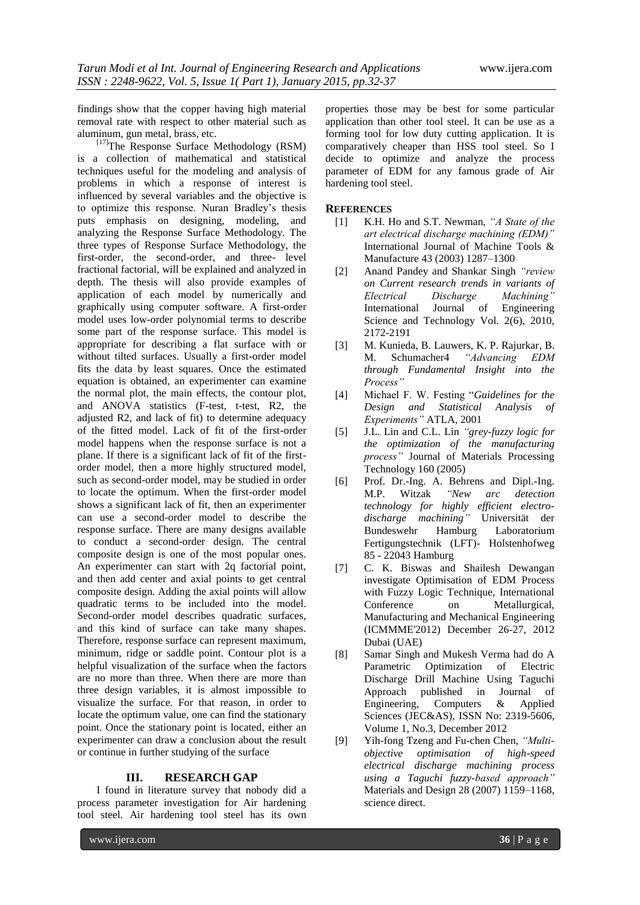findings show that the copper having high material removal rate with respect to other material such as aluminum, gun metal, brass, etc.

[17]The Response Surface Methodology (RSM) is a collection of mathematical and statistical techniques useful for the modeling and analysis of problems in which a response of interest is influenced by several variables and the objective is to optimize this response. Nuran Bradley's thesis puts emphasis on designing, modeling, and analyzing the Response Surface Methodology. The three types of Response Surface Methodology, the first-order, the second-order, and three- level fractional factorial, will be explained and analyzed in depth. The thesis will also provide examples of application of each model by numerically and graphically using computer software. A first-order model uses low-order polynomial terms to describe some part of the response surface. This model is appropriate for describing a flat surface with or without tilted surfaces. Usually a first-order model fits the data by least squares. Once the estimated equation is obtained, an experimenter can examine the normal plot, the main effects, the contour plot, and ANOVA statistics (F-test, t-test, R2, the adjusted R2, and lack of fit) to determine adequacy of the fitted model. Lack of fit of the first-order model happens when the response surface is not a plane. If there is a significant lack of fit of the first-order model, then a more highly structured model, such as second-order model, may be studied in order to locate the optimum. When the first-order model shows a significant lack of fit, then an experimenter can use a second-order model to describe the response surface. There are many designs available to conduct a second-order design. The central composite design is one of the most popular ones. An experimenter can start with 2q factorial point, and then add center and axial points to get central composite design. Adding the axial points will allow quadratic terms to be included into the model. Second-order model describes quadratic surfaces, and this kind of surface can take many shapes. Therefore, response surface can represent maximum, minimum, ridge or saddle point. Contour plot is a helpful visualization of the surface when the factors are no more than three. When there are more than three design variables, it is almost impossible to visualize the surface. For that reason, in order to locate the optimum value, one can find the stationary point. Once the stationary point is located, either an experimenter can draw a conclusion about the result or continue in further studying of the surface

## III. RESEARCH GAP

I found in literature survey that nobody did a process parameter investigation for Air hardening tool steel. Air hardening tool steel has its own properties those may be best for some particular application than other tool steel. It can be use as a forming tool for low duty cutting application. It is comparatively cheaper than HSS tool steel. So I decide to optimize and analyze the process parameter of EDM for any famous grade of Air hardening tool steel.

## REFERENCES

[1] K.H. Ho and S.T. Newman, *"A State of the art electrical discharge machining (EDM)"* International Journal of Machine Tools & Manufacture 43 (2003) 1287–1300

[2] Anand Pandey and Shankar Singh *"review on Current research trends in variants of Electrical Discharge Machining"* International Journal of Engineering Science and Technology Vol. 2(6), 2010, 2172-2191

[3] M. Kunieda, B. Lauwers, K. P. Rajurkar, B. M. Schumacher4 *"Advancing EDM through Fundamental Insight into the Process"*

[4] Michael F. W. Festing "*Guidelines for the Design and Statistical Analysis of Experiments"* ATLA, 2001

[5] J.L. Lin and C.L. Lin *"grey-fuzzy logic for the optimization of the manufacturing process"* Journal of Materials Processing Technology 160 (2005)

[6] Prof. Dr.-Ing. A. Behrens and Dipl.-Ing. M.P. Witzak *"New arc detection technology for highly efficient electro-discharge machining"* Universität der Bundeswehr Hamburg Laboratorium Fertigungstechnik (LFT)- Holstenhofweg 85 - 22043 Hamburg

[7] C. K. Biswas and Shailesh Dewangan investigate Optimisation of EDM Process with Fuzzy Logic Technique, International Conference on Metallurgical, Manufacturing and Mechanical Engineering (ICMMME'2012) December 26-27, 2012 Dubai (UAE)

[8] Samar Singh and Mukesh Verma had do A Parametric Optimization of Electric Discharge Drill Machine Using Taguchi Approach published in Journal of Engineering, Computers & Applied Sciences (JEC&AS), ISSN No: 2319-5606, Volume 1, No.3, December 2012

[9] Yih-fong Tzeng and Fu-chen Chen, *"Multi-objective optimisation of high-speed electrical discharge machining process using a Taguchi fuzzy-based approach"* Materials and Design 28 (2007) 1159–1168, science direct.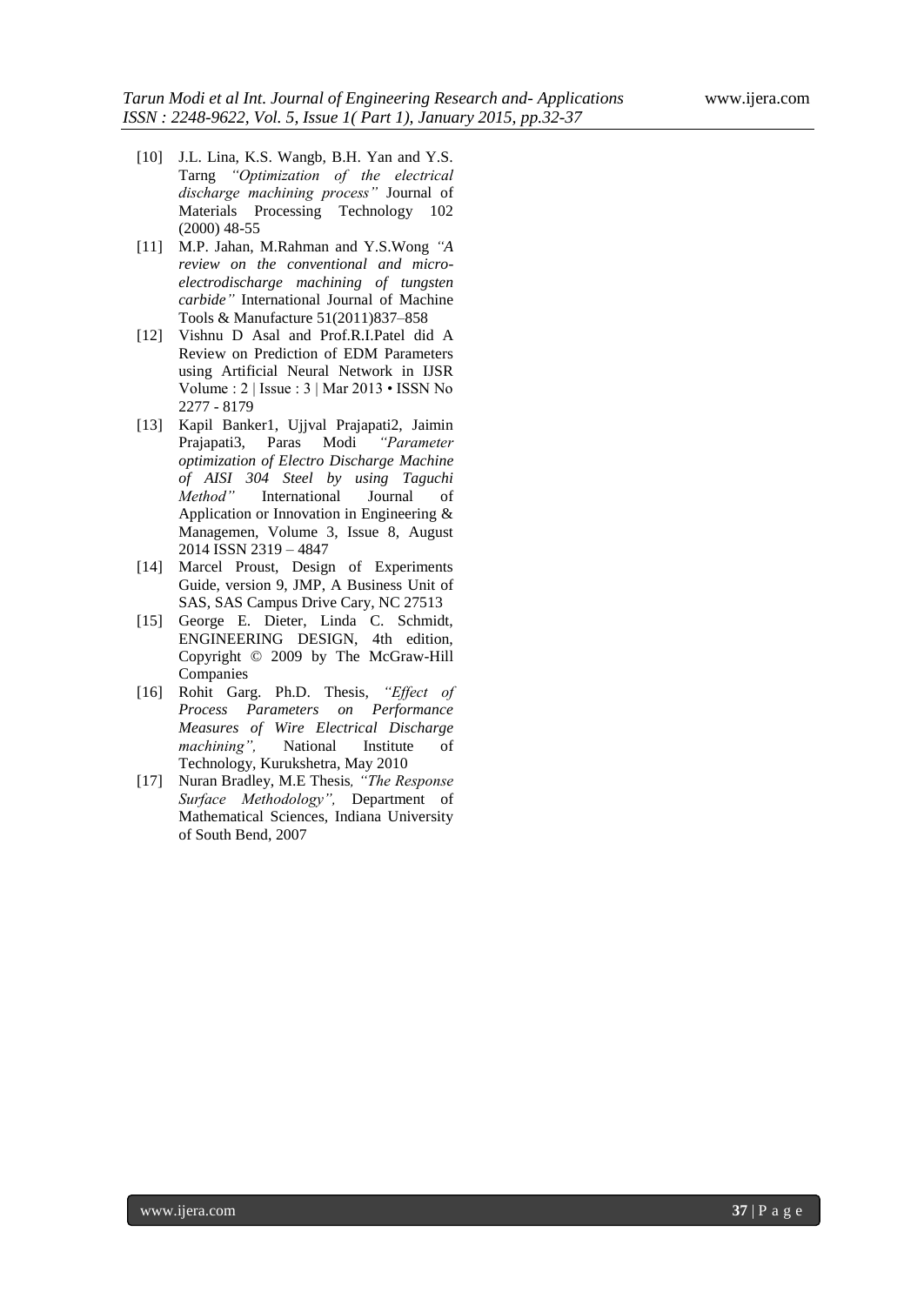[10] J.L. Lina, K.S. Wangb, B.H. Yan and Y.S. Tarng *"Optimization of the electrical discharge machining process"* Journal of Materials Processing Technology 102 (2000) 48-55

[11] M.P. Jahan, M.Rahman and Y.S.Wong *"A review on the conventional and micro-electrodischarge machining of tungsten carbide"* International Journal of Machine Tools & Manufacture 51(2011)837–858

[12] Vishnu D Asal and Prof.R.I.Patel did A Review on Prediction of EDM Parameters using Artificial Neural Network in IJSR Volume : 2 | Issue : 3 | Mar 2013 • ISSN No 2277 - 8179

[13] Kapil Banker1, Ujjval Prajapati2, Jaimin Prajapati3, Paras Modi *"Parameter optimization of Electro Discharge Machine of AISI 304 Steel by using Taguchi Method"* International Journal of Application or Innovation in Engineering & Managemen, Volume 3, Issue 8, August 2014 ISSN 2319 – 4847

[14] Marcel Proust, Design of Experiments Guide, version 9, JMP, A Business Unit of SAS, SAS Campus Drive Cary, NC 27513

[15] George E. Dieter, Linda C. Schmidt, ENGINEERING DESIGN, 4th edition, Copyright © 2009 by The McGraw-Hill Companies

[16] Rohit Garg. Ph.D. Thesis, *"Effect of Process Parameters on Performance Measures of Wire Electrical Discharge machining",* National Institute of Technology, Kurukshetra, May 2010

[17] Nuran Bradley, M.E Thesis*, "The Response Surface Methodology",* Department of Mathematical Sciences, Indiana University of South Bend, 2007